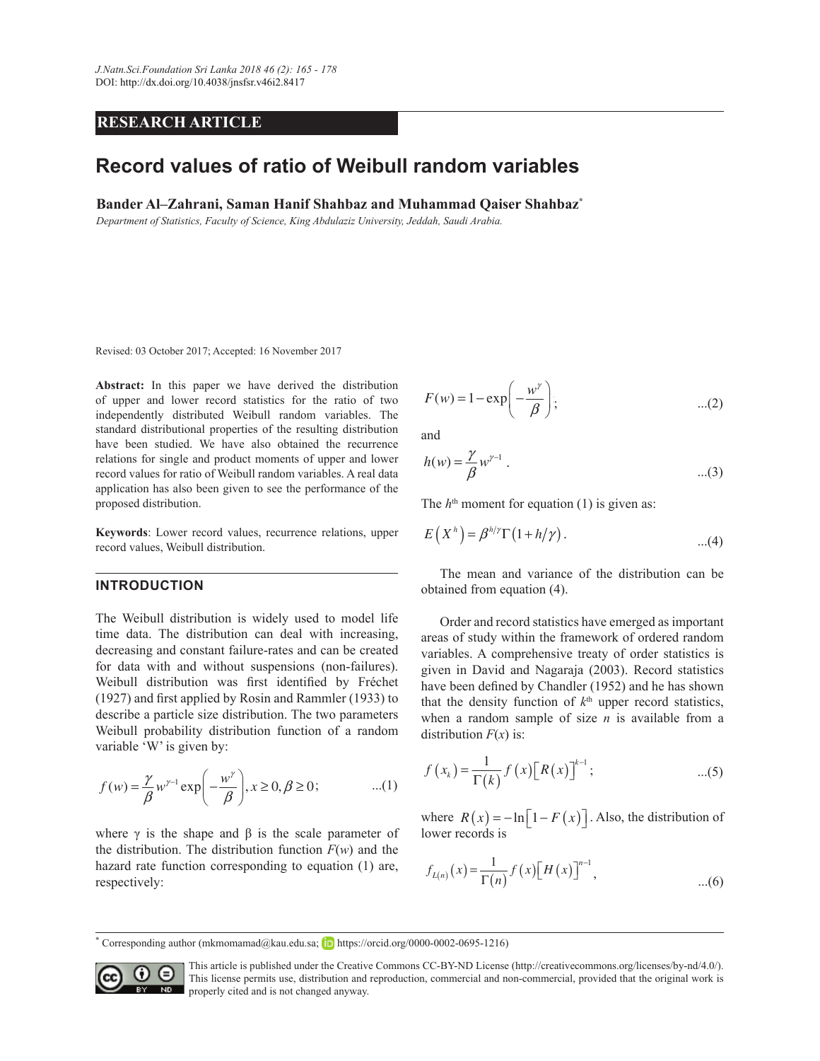RESEARCH ARTICLE

# Record values of ratio of Weibull random variables

**Bander Al–Zahrani, Saman Hanif Shahbaz and Muhammad Qaiser Shahbaz[*]**

*Department of Statistics, Faculty of Science, King Abdulaziz University, Jeddah, Saudi Arabia.*

Revised: 03 October 2017; Accepted: 16 November 2017

**Abstract:** In this paper we have derived the distribution of upper and lower record statistics for the ratio of two independently distributed Weibull random variables. The standard distributional properties of the resulting distribution have been studied. We have also obtained the recurrence relations for single and product moments of upper and lower record values for ratio of Weibull random variables. A real data application has also been given to see the performance of the proposed distribution.

**Keywords**: Lower record values, recurrence relations, upper record values, Weibull distribution.

## INTRODUCTION

The Weibull distribution is widely used to model life time data. The distribution can deal with increasing, decreasing and constant failure-rates and can be created for data with and without suspensions (non-failures). Weibull distribution was first identified by Fréchet (1927) and first applied by Rosin and Rammler (1933) to describe a particle size distribution. The two parameters Weibull probability distribution function of a random variable 'W' is given by:

$$f(w) = \frac{\gamma}{\beta} w^{\gamma-1} \exp\left(-\frac{w^{\gamma}}{\beta}\right), x \geq 0, \beta \geq 0; \qquad \text{...(1)}$$

where γ is the shape and β is the scale parameter of the distribution. The distribution function $F(w)$ and the hazard rate function corresponding to equation (1) are, respectively:

$$F(w) = 1 - \exp\left(-\frac{w^{\gamma}}{\beta}\right); \qquad \text{...(2)}$$

and

$$h(w) = \frac{\gamma}{\beta} w^{\gamma-1}. \qquad \text{...(3)}$$

The $h^{\text{th}}$ moment for equation (1) is given as:

$$E\left(X^{h}\right) = \beta^{h/\gamma}\Gamma\left(1 + h/\gamma\right). \qquad \text{...(4)}$$

The mean and variance of the distribution can be obtained from equation (4).

Order and record statistics have emerged as important areas of study within the framework of ordered random variables. A comprehensive treaty of order statistics is given in David and Nagaraja (2003). Record statistics have been defined by Chandler (1952) and he has shown that the density function of $k^{\text{th}}$ upper record statistics, when a random sample of size $n$ is available from a distribution $F(x)$ is:

$$f\left(x_{k}\right) = \frac{1}{\Gamma(k)} f\left(x\right)\left[R\left(x\right)\right]^{k-1}; \qquad \text{...(5)}$$

where $R\left(x\right) = -\ln\left[1 - F\left(x\right)\right]$. Also, the distribution of lower records is

$$f_{L(n)}\left(x\right) = \frac{1}{\Gamma(n)} f\left(x\right)\left[H\left(x\right)\right]^{n-1}, \qquad \text{...(6)}$$

[*] Corresponding author (mkmomamad@kau.edu.sa; https://orcid.org/0000-0002-0695-1216)

This article is published under the Creative Commons CC-BY-ND License (http://creativecommons.org/licenses/by-nd/4.0/). This license permits use, distribution and reproduction, commercial and non-commercial, provided that the original work is properly cited and is not changed anyway.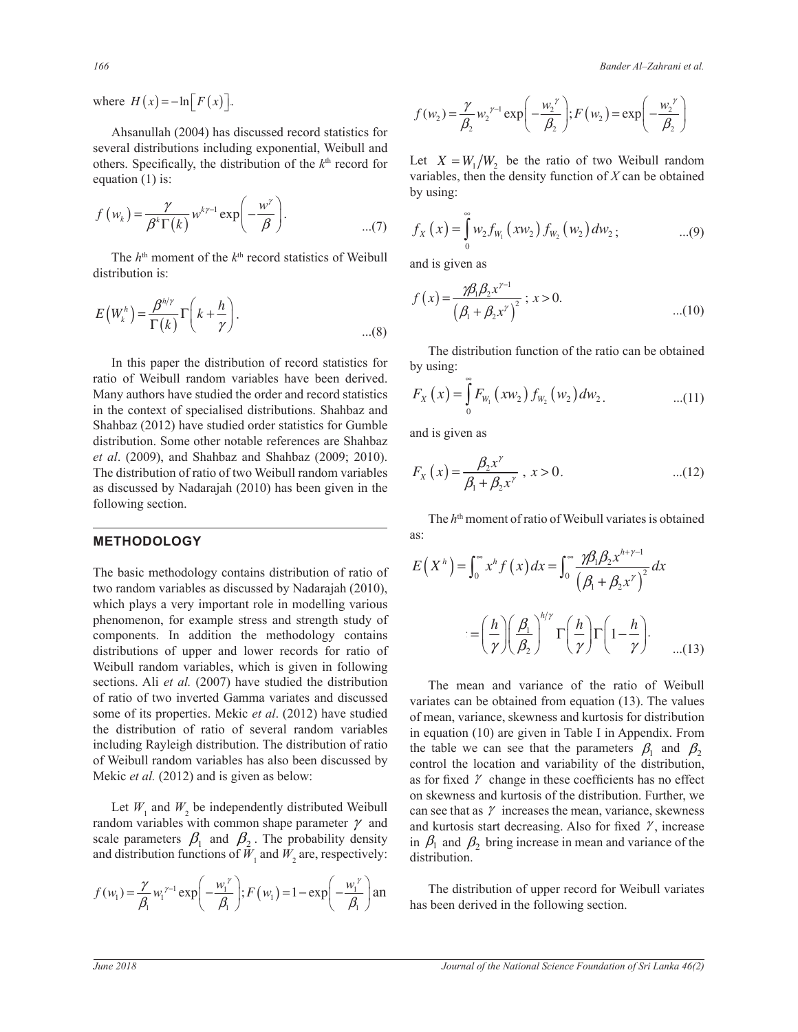where $H(x) = -\ln[F(x)]$.

Ahsanullah (2004) has discussed record statistics for several distributions including exponential, Weibull and others. Specifically, the distribution of the $k^{\text{th}}$ record for equation (1) is:

$$f(w_k) = \frac{\gamma}{\beta^k \Gamma(k)} w^{k\gamma-1} \exp\left(-\frac{w^\gamma}{\beta}\right). \quad ...(7)$$

The $h^{\text{th}}$ moment of the $k^{\text{th}}$ record statistics of Weibull distribution is:

$$E\left(W_k^h\right) = \frac{\beta^{h/\gamma}}{\Gamma(k)} \Gamma\left(k + \frac{h}{\gamma}\right). \quad ...(8)$$

In this paper the distribution of record statistics for ratio of Weibull random variables have been derived. Many authors have studied the order and record statistics in the context of specialised distributions. Shahbaz and Shahbaz (2012) have studied order statistics for Gumble distribution. Some other notable references are Shahbaz *et al*. (2009), and Shahbaz and Shahbaz (2009; 2010). The distribution of ratio of two Weibull random variables as discussed by Nadarajah (2010) has been given in the following section.

## METHODOLOGY

The basic methodology contains distribution of ratio of two random variables as discussed by Nadarajah (2010), which plays a very important role in modelling various phenomenon, for example stress and strength study of components. In addition the methodology contains distributions of upper and lower records for ratio of Weibull random variables, which is given in following sections. Ali *et al.* (2007) have studied the distribution of ratio of two inverted Gamma variates and discussed some of its properties. Mekic *et al*. (2012) have studied the distribution of ratio of several random variables including Rayleigh distribution. The distribution of ratio of Weibull random variables has also been discussed by Mekic *et al.* (2012) and is given as below:

Let $W_1$ and $W_2$ be independently distributed Weibull random variables with common shape parameter $\gamma$ and scale parameters $\beta_1$ and $\beta_2$. The probability density and distribution functions of $W_1$ and $W_2$ are, respectively:

$$f(w_1) = \frac{\gamma}{\beta_1} w_1^{\gamma-1} \exp\left(-\frac{w_1^\gamma}{\beta_1}\right); F(w_1) = 1 - \exp\left(-\frac{w_1^\gamma}{\beta_1}\right) \text{an}$$

$$f(w_2) = \frac{\gamma}{\beta_2} w_2^{\gamma-1} \exp\left(-\frac{w_2^\gamma}{\beta_2}\right); F(w_2) = \exp\left(-\frac{w_2^\gamma}{\beta_2}\right)$$

Let $X = W_1/W_2$ be the ratio of two Weibull random variables, then the density function of $X$ can be obtained by using:

$$f_X(x) = \int_0^\infty w_2 f_{W_1}(xw_2) f_{W_2}(w_2) dw_2; \quad ...(9)$$

and is given as

$$f(x) = \frac{\gamma\beta_1\beta_2 x^{\gamma-1}}{\left(\beta_1 + \beta_2 x^\gamma\right)^2}; \; x > 0. \quad ...(10)$$

The distribution function of the ratio can be obtained by using:

$$F_X(x) = \int_0^\infty F_{W_1}(xw_2) f_{W_2}(w_2) dw_2. \quad ...(11)$$

and is given as

$$F_X(x) = \frac{\beta_2 x^\gamma}{\beta_1 + \beta_2 x^\gamma}, \; x > 0. \quad ...(12)$$

The $h^{\text{th}}$ moment of ratio of Weibull variates is obtained as:

$$E\left(X^h\right) = \int_0^\infty x^h f(x) dx = \int_0^\infty \frac{\gamma\beta_1\beta_2 x^{h+\gamma-1}}{\left(\beta_1 + \beta_2 x^\gamma\right)^2} dx$$

$$= \left(\frac{h}{\gamma}\right)\left(\frac{\beta_1}{\beta_2}\right)^{h/\gamma} \Gamma\left(\frac{h}{\gamma}\right)\Gamma\left(1 - \frac{h}{\gamma}\right). \quad ...(13)$$

The mean and variance of the ratio of Weibull variates can be obtained from equation (13). The values of mean, variance, skewness and kurtosis for distribution in equation (10) are given in Table I in Appendix. From the table we can see that the parameters $\beta_1$ and $\beta_2$ control the location and variability of the distribution, as for fixed $\gamma$ change in these coefficients has no effect on skewness and kurtosis of the distribution. Further, we can see that as $\gamma$ increases the mean, variance, skewness and kurtosis start decreasing. Also for fixed $\gamma$, increase in $\beta_1$ and $\beta_2$ bring increase in mean and variance of the distribution.

The distribution of upper record for Weibull variates has been derived in the following section.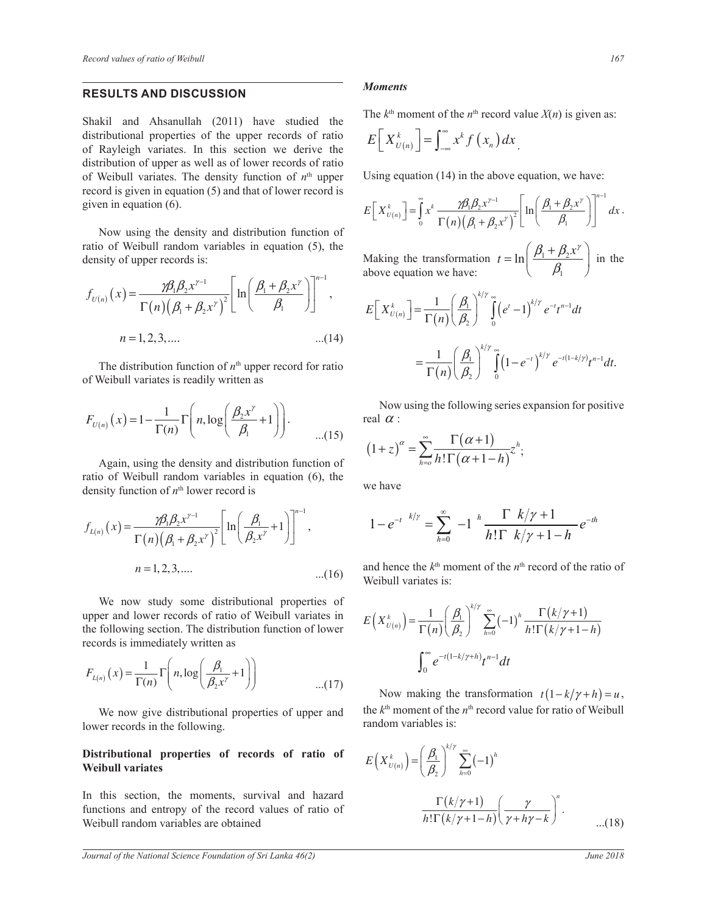## RESULTS AND DISCUSSION

Shakil and Ahsanullah (2011) have studied the distributional properties of the upper records of ratio of Rayleigh variates. In this section we derive the distribution of upper as well as of lower records of ratio of Weibull variates. The density function of $n^{th}$ upper record is given in equation (5) and that of lower record is given in equation (6).

Now using the density and distribution function of ratio of Weibull random variables in equation (5), the density of upper records is:

$$f_{U(n)}(x) = \frac{\gamma \beta_1 \beta_2 x^{\gamma-1}}{\Gamma(n)(\beta_1 + \beta_2 x^\gamma)^2} \left[ \ln\left( \frac{\beta_1 + \beta_2 x^\gamma}{\beta_1} \right) \right]^{n-1},$$

$$n = 1, 2, 3, .... \qquad ...(14)$$

The distribution function of $n^{th}$ upper record for ratio of Weibull variates is readily written as

$$F_{U(n)}(x) = 1 - \frac{1}{\Gamma(n)} \Gamma\left( n, \log\left( \frac{\beta_2 x^\gamma}{\beta_1} + 1 \right) \right). \qquad ...(15)$$

Again, using the density and distribution function of ratio of Weibull random variables in equation (6), the density function of $n^{th}$ lower record is

$$f_{L(n)}(x) = \frac{\gamma \beta_1 \beta_2 x^{\gamma-1}}{\Gamma(n)(\beta_1 + \beta_2 x^\gamma)^2} \left[ \ln\left( \frac{\beta_1}{\beta_2 x^\gamma} + 1 \right) \right]^{n-1},$$

$$n = 1, 2, 3, .... \qquad ...(16)$$

We now study some distributional properties of upper and lower records of ratio of Weibull variates in the following section. The distribution function of lower records is immediately written as

$$F_{L(n)}(x) = \frac{1}{\Gamma(n)} \Gamma\left( n, \log\left( \frac{\beta_1}{\beta_2 x^\gamma} + 1 \right) \right) \qquad ...(17)$$

We now give distributional properties of upper and lower records in the following.

### Distributional properties of records of ratio of Weibull variates

In this section, the moments, survival and hazard functions and entropy of the record values of ratio of Weibull random variables are obtained

#### *Moments*

The $k^{th}$ moment of the $n^{th}$ record value $X(n)$ is given as:

$$E\left[ X_{U(n)}^k \right] = \int_{-\infty}^{\infty} x^k f(x_n)\, dx.$$

Using equation (14) in the above equation, we have:

$$E\left[ X_{U(n)}^k \right] = \int_0^\infty x^k \frac{\gamma \beta_1 \beta_2 x^{\gamma-1}}{\Gamma(n)(\beta_1 + \beta_2 x^\gamma)^2} \left[ \ln\left( \frac{\beta_1 + \beta_2 x^\gamma}{\beta_1} \right) \right]^{n-1} dx.$$

Making the transformation $t = \ln\left( \frac{\beta_1 + \beta_2 x^\gamma}{\beta_1} \right)$ in the above equation we have:

$$E\left[ X_{U(n)}^k \right] = \frac{1}{\Gamma(n)} \left( \frac{\beta_1}{\beta_2} \right)^{k/\gamma} \int_0^\infty \left( e^t - 1 \right)^{k/\gamma} e^{-t} t^{n-1} dt$$

$$= \frac{1}{\Gamma(n)} \left( \frac{\beta_1}{\beta_2} \right)^{k/\gamma} \int_0^\infty \left( 1 - e^{-t} \right)^{k/\gamma} e^{-t(1-k/\gamma)} t^{n-1} dt.$$

Now using the following series expansion for positive real $\alpha$ :

$$(1+z)^\alpha = \sum_{h=o}^\infty \frac{\Gamma(\alpha+1)}{h!\Gamma(\alpha+1-h)} z^h;$$

we have

$$\left(1 - e^{-t}\right)^{k/\gamma} = \sum_{h=0}^\infty (-1)^h \frac{\Gamma(k/\gamma+1)}{h!\Gamma(k/\gamma+1-h)} e^{-th}$$

and hence the $k^{th}$ moment of the $n^{th}$ record of the ratio of Weibull variates is:

$$E\left( X_{U(n)}^k \right) = \frac{1}{\Gamma(n)} \left( \frac{\beta_1}{\beta_2} \right)^{k/\gamma} \sum_{h=0}^\infty (-1)^h \frac{\Gamma(k/\gamma+1)}{h!\Gamma(k/\gamma+1-h)} \int_0^\infty e^{-t(1-k/\gamma+h)} t^{n-1} dt$$

Now making the transformation $t(1-k/\gamma+h) = u$, the $k^{th}$ moment of the $n^{th}$ record value for ratio of Weibull random variables is:

$$E\left( X_{U(n)}^k \right) = \left( \frac{\beta_1}{\beta_2} \right)^{k/\gamma} \sum_{h=0}^\infty (-1)^h \frac{\Gamma(k/\gamma+1)}{h!\Gamma(k/\gamma+1-h)} \left( \frac{\gamma}{\gamma+h\gamma-k} \right)^n. \qquad ...(18)$$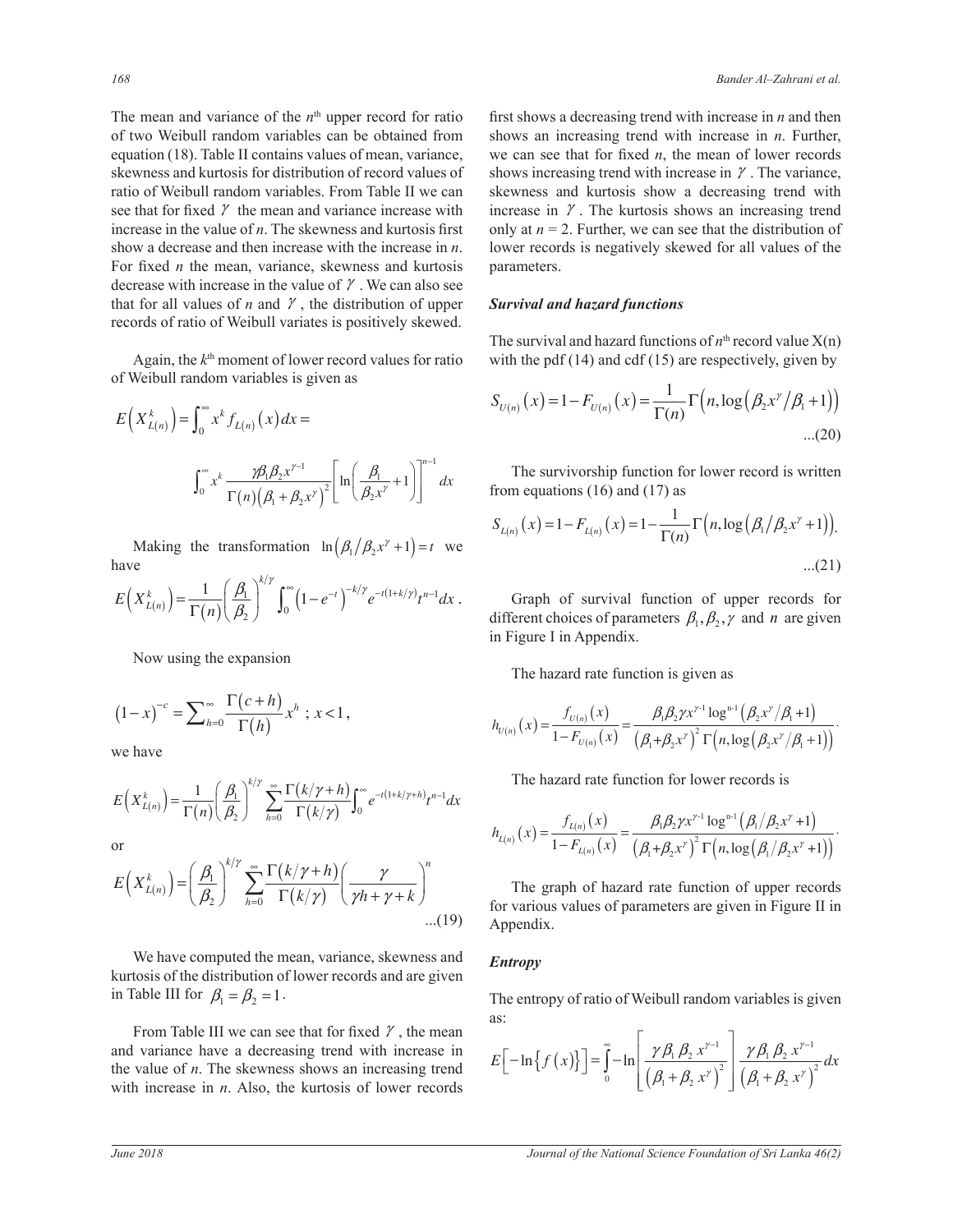The mean and variance of the $n^{th}$ upper record for ratio of two Weibull random variables can be obtained from equation (18). Table II contains values of mean, variance, skewness and kurtosis for distribution of record values of ratio of Weibull random variables. From Table II we can see that for fixed $\gamma$ the mean and variance increase with increase in the value of $n$. The skewness and kurtosis first show a decrease and then increase with the increase in $n$. For fixed $n$ the mean, variance, skewness and kurtosis decrease with increase in the value of $\gamma$. We can also see that for all values of $n$ and $\gamma$, the distribution of upper records of ratio of Weibull variates is positively skewed.

Again, the $k^{th}$ moment of lower record values for ratio of Weibull random variables is given as

$$E\left(X_{L(n)}^{k}\right)=\int_{0}^{\infty}x^{k}f_{L(n)}\left(x\right)dx=$$

$$\int_{0}^{\infty}x^{k}\frac{\gamma\beta_{1}\beta_{2}x^{\gamma-1}}{\Gamma\left(n\right)\left(\beta_{1}+\beta_{2}x^{\gamma}\right)^{2}}\left[\ln\left(\frac{\beta_{1}}{\beta_{2}x^{\gamma}}+1\right)\right]^{n-1}dx$$

Making the transformation $\ln\left(\beta_{1}/\beta_{2}x^{\gamma}+1\right)=t$ we have

$$E\left(X_{L(n)}^{k}\right)=\frac{1}{\Gamma\left(n\right)}\left(\frac{\beta_{1}}{\beta_{2}}\right)^{k/\gamma}\int_{0}^{\infty}\left(1-e^{-t}\right)^{-k/\gamma}e^{-t\left(1+k/\gamma\right)}t^{n-1}dx.$$

Now using the expansion

$$\left(1-x\right)^{-c}=\sum_{h=0}^{\infty}\frac{\Gamma\left(c+h\right)}{\Gamma\left(h\right)}x^{h}\ ;\ x<1,$$

we have

$$E\left(X_{L(n)}^{k}\right)=\frac{1}{\Gamma\left(n\right)}\left(\frac{\beta_{1}}{\beta_{2}}\right)^{k/\gamma}\sum_{h=0}^{\infty}\frac{\Gamma\left(k/\gamma+h\right)}{\Gamma\left(k/\gamma\right)}\int_{0}^{\infty}e^{-t\left(1+k/\gamma+h\right)}t^{n-1}dx$$

or

$$E\left(X_{L(n)}^{k}\right)=\left(\frac{\beta_{1}}{\beta_{2}}\right)^{k/\gamma}\sum_{h=0}^{\infty}\frac{\Gamma\left(k/\gamma+h\right)}{\Gamma\left(k/\gamma\right)}\left(\frac{\gamma}{\gamma h+\gamma+k}\right)^{n}\qquad ...(19)$$

We have computed the mean, variance, skewness and kurtosis of the distribution of lower records and are given in Table III for $\beta_{1}=\beta_{2}=1$.

From Table III we can see that for fixed $\gamma$, the mean and variance have a decreasing trend with increase in the value of $n$. The skewness shows an increasing trend with increase in $n$. Also, the kurtosis of lower records first shows a decreasing trend with increase in $n$ and then shows an increasing trend with increase in $n$. Further, we can see that for fixed $n$, the mean of lower records shows increasing trend with increase in $\gamma$. The variance, skewness and kurtosis show a decreasing trend with increase in $\gamma$. The kurtosis shows an increasing trend only at $n = 2$. Further, we can see that the distribution of lower records is negatively skewed for all values of the parameters.

### *Survival and hazard functions*

The survival and hazard functions of $n^{th}$ record value X(n) with the pdf (14) and cdf (15) are respectively, given by

$$S_{U(n)}\left(x\right)=1-F_{U(n)}\left(x\right)=\frac{1}{\Gamma(n)}\Gamma\left(n,\log\left(\beta_{2}x^{\gamma}/\beta_{1}+1\right)\right)\qquad ...(20)$$

The survivorship function for lower record is written from equations (16) and (17) as

$$S_{L(n)}\left(x\right)=1-F_{L(n)}\left(x\right)=1-\frac{1}{\Gamma(n)}\Gamma\left(n,\log\left(\beta_{1}/\beta_{2}x^{\gamma}+1\right)\right).\qquad ...(21)$$

Graph of survival function of upper records for different choices of parameters $\beta_{1},\beta_{2},\gamma$ and $n$ are given in Figure I in Appendix.

The hazard rate function is given as

$$h_{U(n)}\left(x\right)=\frac{f_{U(n)}\left(x\right)}{1-F_{U(n)}\left(x\right)}=\frac{\beta_{1}\beta_{2}\gamma x^{\gamma-1}\log^{n-1}\left(\beta_{2}x^{\gamma}/\beta_{1}+1\right)}{\left(\beta_{1}+\beta_{2}x^{\gamma}\right)^{2}\Gamma\left(n,\log\left(\beta_{2}x^{\gamma}/\beta_{1}+1\right)\right)}.$$

The hazard rate function for lower records is

$$h_{L(n)}\left(x\right)=\frac{f_{L(n)}\left(x\right)}{1-F_{L(n)}\left(x\right)}=\frac{\beta_{1}\beta_{2}\gamma x^{\gamma-1}\log^{n-1}\left(\beta_{1}/\beta_{2}x^{\gamma}+1\right)}{\left(\beta_{1}+\beta_{2}x^{\gamma}\right)^{2}\Gamma\left(n,\log\left(\beta_{1}/\beta_{2}x^{\gamma}+1\right)\right)}.$$

The graph of hazard rate function of upper records for various values of parameters are given in Figure II in Appendix.

### *Entropy*

The entropy of ratio of Weibull random variables is given as:

$$E\left[-\ln\left\{f\left(x\right)\right\}\right]=\int_{0}^{\infty}-\ln\left[\frac{\gamma\beta_{1}\beta_{2}x^{\gamma-1}}{\left(\beta_{1}+\beta_{2}x^{\gamma}\right)^{2}}\right]\frac{\gamma\beta_{1}\beta_{2}x^{\gamma-1}}{\left(\beta_{1}+\beta_{2}x^{\gamma}\right)^{2}}dx$$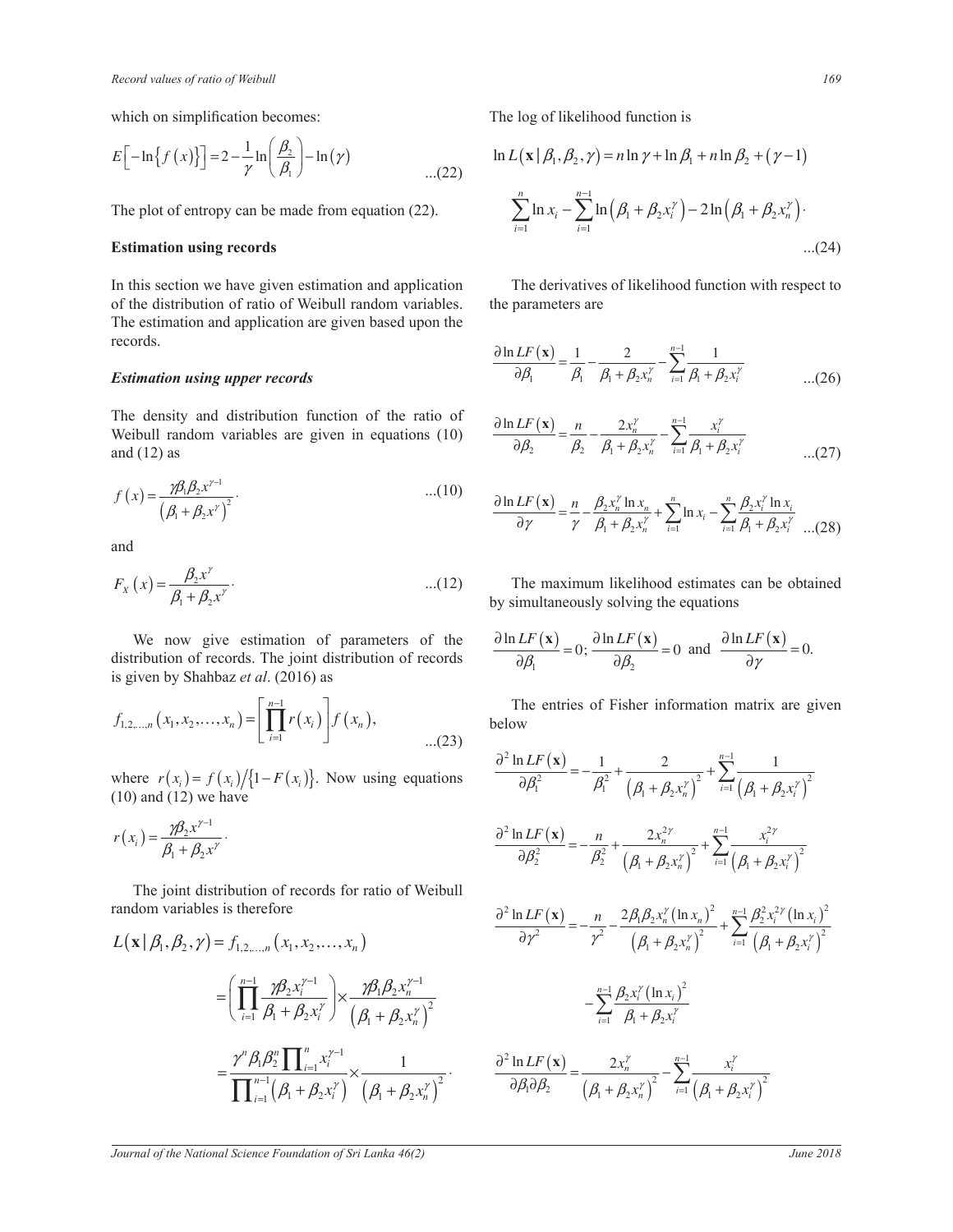which on simplification becomes:

$$E\left[-\ln\left\{f\left(x\right)\right\}\right] = 2 - \frac{1}{\gamma}\ln\left(\frac{\beta_2}{\beta_1}\right) - \ln\left(\gamma\right) \quad ...(22)$$

The plot of entropy can be made from equation (22).

**Estimation using records**

In this section we have given estimation and application of the distribution of ratio of Weibull random variables. The estimation and application are given based upon the records.

***Estimation using upper records***

The density and distribution function of the ratio of Weibull random variables are given in equations (10) and (12) as

$$f\left(x\right) = \frac{\gamma\beta_1\beta_2 x^{\gamma-1}}{\left(\beta_1 + \beta_2 x^{\gamma}\right)^2}. \quad ...(10)$$

and

$$F_X\left(x\right) = \frac{\beta_2 x^{\gamma}}{\beta_1 + \beta_2 x^{\gamma}}. \quad ...(12)$$

We now give estimation of parameters of the distribution of records. The joint distribution of records is given by Shahbaz *et al*. (2016) as

$$f_{1,2,\ldots,n}\left(x_1, x_2, \ldots, x_n\right) = \left[\prod_{i=1}^{n-1} r\left(x_i\right)\right] f\left(x_n\right), \quad ...(23)$$

where $r\left(x_i\right) = f\left(x_i\right)/\left\{1 - F\left(x_i\right)\right\}$. Now using equations (10) and (12) we have

$$r\left(x_i\right) = \frac{\gamma\beta_2 x^{\gamma-1}}{\beta_1 + \beta_2 x^{\gamma}}.$$

The joint distribution of records for ratio of Weibull random variables is therefore

$$L\left(\mathbf{x} \mid \beta_1, \beta_2, \gamma\right) = f_{1,2,\ldots,n}\left(x_1, x_2, \ldots, x_n\right)$$

$$= \left(\prod_{i=1}^{n-1} \frac{\gamma\beta_2 x_i^{\gamma-1}}{\beta_1 + \beta_2 x_i^{\gamma}}\right) \times \frac{\gamma\beta_1\beta_2 x_n^{\gamma-1}}{\left(\beta_1 + \beta_2 x_n^{\gamma}\right)^2}$$

$$= \frac{\gamma^n \beta_1 \beta_2^n \prod_{i=1}^{n} x_i^{\gamma-1}}{\prod_{i=1}^{n-1}\left(\beta_1 + \beta_2 x_i^{\gamma}\right)} \times \frac{1}{\left(\beta_1 + \beta_2 x_n^{\gamma}\right)^2}.$$

The log of likelihood function is

$$\ln L\left(\mathbf{x} \mid \beta_1, \beta_2, \gamma\right) = n\ln\gamma + \ln\beta_1 + n\ln\beta_2 + \left(\gamma - 1\right)\sum_{i=1}^{n}\ln x_i - \sum_{i=1}^{n-1}\ln\left(\beta_1 + \beta_2 x_i^{\gamma}\right) - 2\ln\left(\beta_1 + \beta_2 x_n^{\gamma}\right). \quad ...(24)$$

The derivatives of likelihood function with respect to the parameters are

$$\frac{\partial \ln LF\left(\mathbf{x}\right)}{\partial \beta_1} = \frac{1}{\beta_1} - \frac{2}{\beta_1 + \beta_2 x_n^{\gamma}} - \sum_{i=1}^{n-1}\frac{1}{\beta_1 + \beta_2 x_i^{\gamma}} \quad ...(26)$$

$$\frac{\partial \ln LF\left(\mathbf{x}\right)}{\partial \beta_2} = \frac{n}{\beta_2} - \frac{2x_n^{\gamma}}{\beta_1 + \beta_2 x_n^{\gamma}} - \sum_{i=1}^{n-1}\frac{x_i^{\gamma}}{\beta_1 + \beta_2 x_i^{\gamma}} \quad ...(27)$$

$$\frac{\partial \ln LF\left(\mathbf{x}\right)}{\partial \gamma} = \frac{n}{\gamma} - \frac{\beta_2 x_n^{\gamma}\ln x_n}{\beta_1 + \beta_2 x_n^{\gamma}} + \sum_{i=1}^{n}\ln x_i - \sum_{i=1}^{n}\frac{\beta_2 x_i^{\gamma}\ln x_i}{\beta_1 + \beta_2 x_i^{\gamma}} \quad ...(28)$$

The maximum likelihood estimates can be obtained by simultaneously solving the equations

$$\frac{\partial \ln LF\left(\mathbf{x}\right)}{\partial \beta_1} = 0; \frac{\partial \ln LF\left(\mathbf{x}\right)}{\partial \beta_2} = 0 \text{ and } \frac{\partial \ln LF\left(\mathbf{x}\right)}{\partial \gamma} = 0.$$

The entries of Fisher information matrix are given below

$$\frac{\partial^2 \ln LF\left(\mathbf{x}\right)}{\partial \beta_1^2} = -\frac{1}{\beta_1^2} + \frac{2}{\left(\beta_1 + \beta_2 x_n^{\gamma}\right)^2} + \sum_{i=1}^{n-1}\frac{1}{\left(\beta_1 + \beta_2 x_i^{\gamma}\right)^2}$$

$$\frac{\partial^2 \ln LF\left(\mathbf{x}\right)}{\partial \beta_2^2} = -\frac{n}{\beta_2^2} + \frac{2x_n^{2\gamma}}{\left(\beta_1 + \beta_2 x_n^{\gamma}\right)^2} + \sum_{i=1}^{n-1}\frac{x_i^{2\gamma}}{\left(\beta_1 + \beta_2 x_i^{\gamma}\right)^2}$$

$$\frac{\partial^2 \ln LF\left(\mathbf{x}\right)}{\partial \gamma^2} = -\frac{n}{\gamma^2} - \frac{2\beta_1\beta_2 x_n^{\gamma}\left(\ln x_n\right)^2}{\left(\beta_1 + \beta_2 x_n^{\gamma}\right)^2} + \sum_{i=1}^{n-1}\frac{\beta_2^2 x_i^{2\gamma}\left(\ln x_i\right)^2}{\left(\beta_1 + \beta_2 x_i^{\gamma}\right)^2} - \sum_{i=1}^{n-1}\frac{\beta_2 x_i^{\gamma}\left(\ln x_i\right)^2}{\beta_1 + \beta_2 x_i^{\gamma}}$$

$$\frac{\partial^2 \ln LF\left(\mathbf{x}\right)}{\partial \beta_1 \partial \beta_2} = \frac{2x_n^{\gamma}}{\left(\beta_1 + \beta_2 x_n^{\gamma}\right)^2} - \sum_{i=1}^{n-1}\frac{x_i^{\gamma}}{\left(\beta_1 + \beta_2 x_i^{\gamma}\right)^2}$$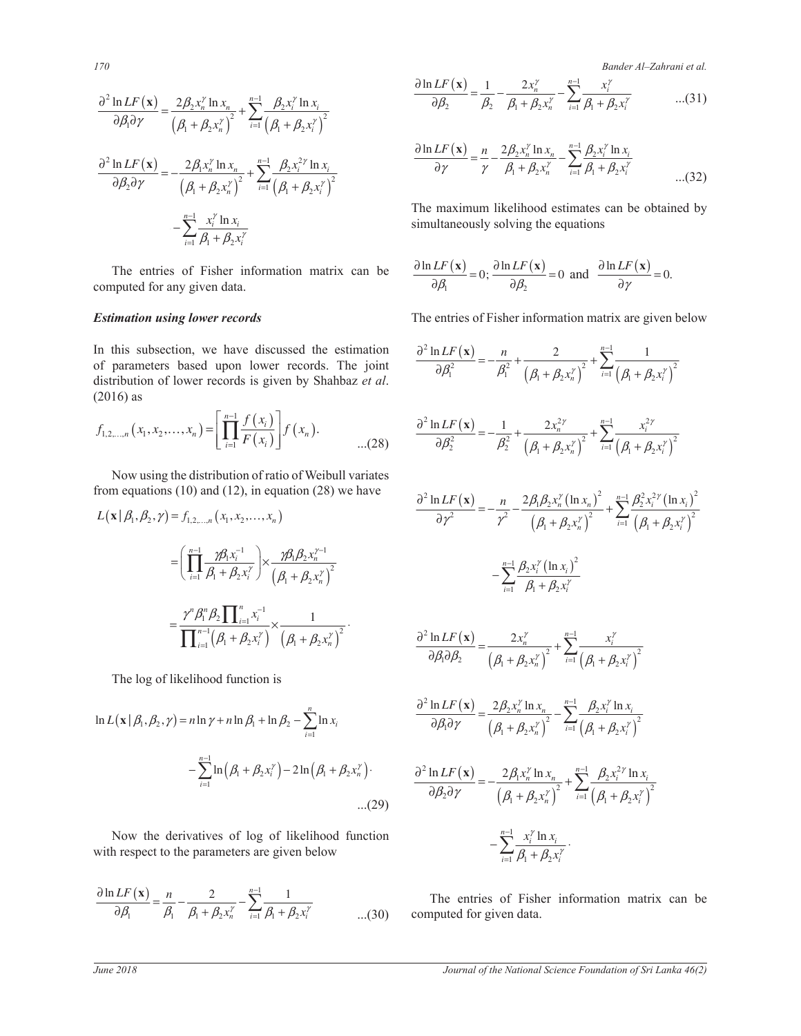$$\frac{\partial^2 \ln LF(\mathbf{x})}{\partial \beta_1 \partial \gamma} = \frac{2\beta_2 x_n^{\gamma} \ln x_n}{\left(\beta_1 + \beta_2 x_n^{\gamma}\right)^2} + \sum_{i=1}^{n-1} \frac{\beta_2 x_i^{\gamma} \ln x_i}{\left(\beta_1 + \beta_2 x_i^{\gamma}\right)^2}$$

$$\frac{\partial^2 \ln LF(\mathbf{x})}{\partial \beta_2 \partial \gamma} = -\frac{2\beta_1 x_n^{\gamma} \ln x_n}{\left(\beta_1 + \beta_2 x_n^{\gamma}\right)^2} + \sum_{i=1}^{n-1} \frac{\beta_2 x_i^{2\gamma} \ln x_i}{\left(\beta_1 + \beta_2 x_i^{\gamma}\right)^2} - \sum_{i=1}^{n-1} \frac{x_i^{\gamma} \ln x_i}{\beta_1 + \beta_2 x_i^{\gamma}}$$

The entries of Fisher information matrix can be computed for any given data.

### *Estimation using lower records*

In this subsection, we have discussed the estimation of parameters based upon lower records. The joint distribution of lower records is given by Shahbaz *et al*. (2016) as

$$f_{1,2,\ldots,n}(x_1, x_2, \ldots, x_n) = \left[\prod_{i=1}^{n-1} \frac{f(x_i)}{F(x_i)}\right] f(x_n). \quad \ldots(28)$$

Now using the distribution of ratio of Weibull variates from equations (10) and (12), in equation (28) we have

$$L(\mathbf{x} \mid \beta_1, \beta_2, \gamma) = f_{1,2,\ldots,n}(x_1, x_2, \ldots, x_n)$$

$$= \left(\prod_{i=1}^{n-1} \frac{\gamma \beta_1 x_i^{-1}}{\beta_1 + \beta_2 x_i^{\gamma}}\right) \times \frac{\gamma \beta_1 \beta_2 x_n^{\gamma-1}}{\left(\beta_1 + \beta_2 x_n^{\gamma}\right)^2}$$

$$= \frac{\gamma^n \beta_1^n \beta_2 \prod_{i=1}^{n} x_i^{-1}}{\prod_{i=1}^{n-1}\left(\beta_1 + \beta_2 x_i^{\gamma}\right)} \times \frac{1}{\left(\beta_1 + \beta_2 x_n^{\gamma}\right)^2}.$$

The log of likelihood function is

$$\ln L(\mathbf{x} \mid \beta_1, \beta_2, \gamma) = n \ln \gamma + n \ln \beta_1 + \ln \beta_2 - \sum_{i=1}^{n} \ln x_i - \sum_{i=1}^{n-1} \ln\left(\beta_1 + \beta_2 x_i^{\gamma}\right) - 2 \ln\left(\beta_1 + \beta_2 x_n^{\gamma}\right). \quad \ldots(29)$$

Now the derivatives of log of likelihood function with respect to the parameters are given below

$$\frac{\partial \ln LF(\mathbf{x})}{\partial \beta_1} = \frac{n}{\beta_1} - \frac{2}{\beta_1 + \beta_2 x_n^{\gamma}} - \sum_{i=1}^{n-1} \frac{1}{\beta_1 + \beta_2 x_i^{\gamma}} \quad \ldots(30)$$

$$\frac{\partial \ln LF(\mathbf{x})}{\partial \beta_2} = \frac{1}{\beta_2} - \frac{2x_n^{\gamma}}{\beta_1 + \beta_2 x_n^{\gamma}} - \sum_{i=1}^{n-1} \frac{x_i^{\gamma}}{\beta_1 + \beta_2 x_i^{\gamma}} \quad \ldots(31)$$

$$\frac{\partial \ln LF(\mathbf{x})}{\partial \gamma} = \frac{n}{\gamma} - \frac{2\beta_2 x_n^{\gamma} \ln x_n}{\beta_1 + \beta_2 x_n^{\gamma}} - \sum_{i=1}^{n-1} \frac{\beta_2 x_i^{\gamma} \ln x_i}{\beta_1 + \beta_2 x_i^{\gamma}} \quad \ldots(32)$$

The maximum likelihood estimates can be obtained by simultaneously solving the equations

$$\frac{\partial \ln LF(\mathbf{x})}{\partial \beta_1} = 0; \frac{\partial \ln LF(\mathbf{x})}{\partial \beta_2} = 0 \text{ and } \frac{\partial \ln LF(\mathbf{x})}{\partial \gamma} = 0.$$

The entries of Fisher information matrix are given below

$$\frac{\partial^2 \ln LF(\mathbf{x})}{\partial \beta_1^2} = -\frac{n}{\beta_1^2} + \frac{2}{\left(\beta_1 + \beta_2 x_n^{\gamma}\right)^2} + \sum_{i=1}^{n-1} \frac{1}{\left(\beta_1 + \beta_2 x_i^{\gamma}\right)^2}$$

$$\frac{\partial^2 \ln LF(\mathbf{x})}{\partial \beta_2^2} = -\frac{1}{\beta_2^2} + \frac{2x_n^{2\gamma}}{\left(\beta_1 + \beta_2 x_n^{\gamma}\right)^2} + \sum_{i=1}^{n-1} \frac{x_i^{2\gamma}}{\left(\beta_1 + \beta_2 x_i^{\gamma}\right)^2}$$

$$\frac{\partial^2 \ln LF(\mathbf{x})}{\partial \gamma^2} = -\frac{n}{\gamma^2} - \frac{2\beta_1 \beta_2 x_n^{\gamma} (\ln x_n)^2}{\left(\beta_1 + \beta_2 x_n^{\gamma}\right)^2} + \sum_{i=1}^{n-1} \frac{\beta_2^2 x_i^{2\gamma} (\ln x_i)^2}{\left(\beta_1 + \beta_2 x_i^{\gamma}\right)^2} - \sum_{i=1}^{n-1} \frac{\beta_2 x_i^{\gamma} (\ln x_i)^2}{\beta_1 + \beta_2 x_i^{\gamma}}$$

$$\frac{\partial^2 \ln LF(\mathbf{x})}{\partial \beta_1 \partial \beta_2} = \frac{2x_n^{\gamma}}{\left(\beta_1 + \beta_2 x_n^{\gamma}\right)^2} + \sum_{i=1}^{n-1} \frac{x_i^{\gamma}}{\left(\beta_1 + \beta_2 x_i^{\gamma}\right)^2}$$

$$\frac{\partial^2 \ln LF(\mathbf{x})}{\partial \beta_1 \partial \gamma} = \frac{2\beta_2 x_n^{\gamma} \ln x_n}{\left(\beta_1 + \beta_2 x_n^{\gamma}\right)^2} - \sum_{i=1}^{n-1} \frac{\beta_2 x_i^{\gamma} \ln x_i}{\left(\beta_1 + \beta_2 x_i^{\gamma}\right)^2}$$

$$\frac{\partial^2 \ln LF(\mathbf{x})}{\partial \beta_2 \partial \gamma} = -\frac{2\beta_1 x_n^{\gamma} \ln x_n}{\left(\beta_1 + \beta_2 x_n^{\gamma}\right)^2} + \sum_{i=1}^{n-1} \frac{\beta_2 x_i^{2\gamma} \ln x_i}{\left(\beta_1 + \beta_2 x_i^{\gamma}\right)^2} - \sum_{i=1}^{n-1} \frac{x_i^{\gamma} \ln x_i}{\beta_1 + \beta_2 x_i^{\gamma}}.$$

The entries of Fisher information matrix can be computed for given data.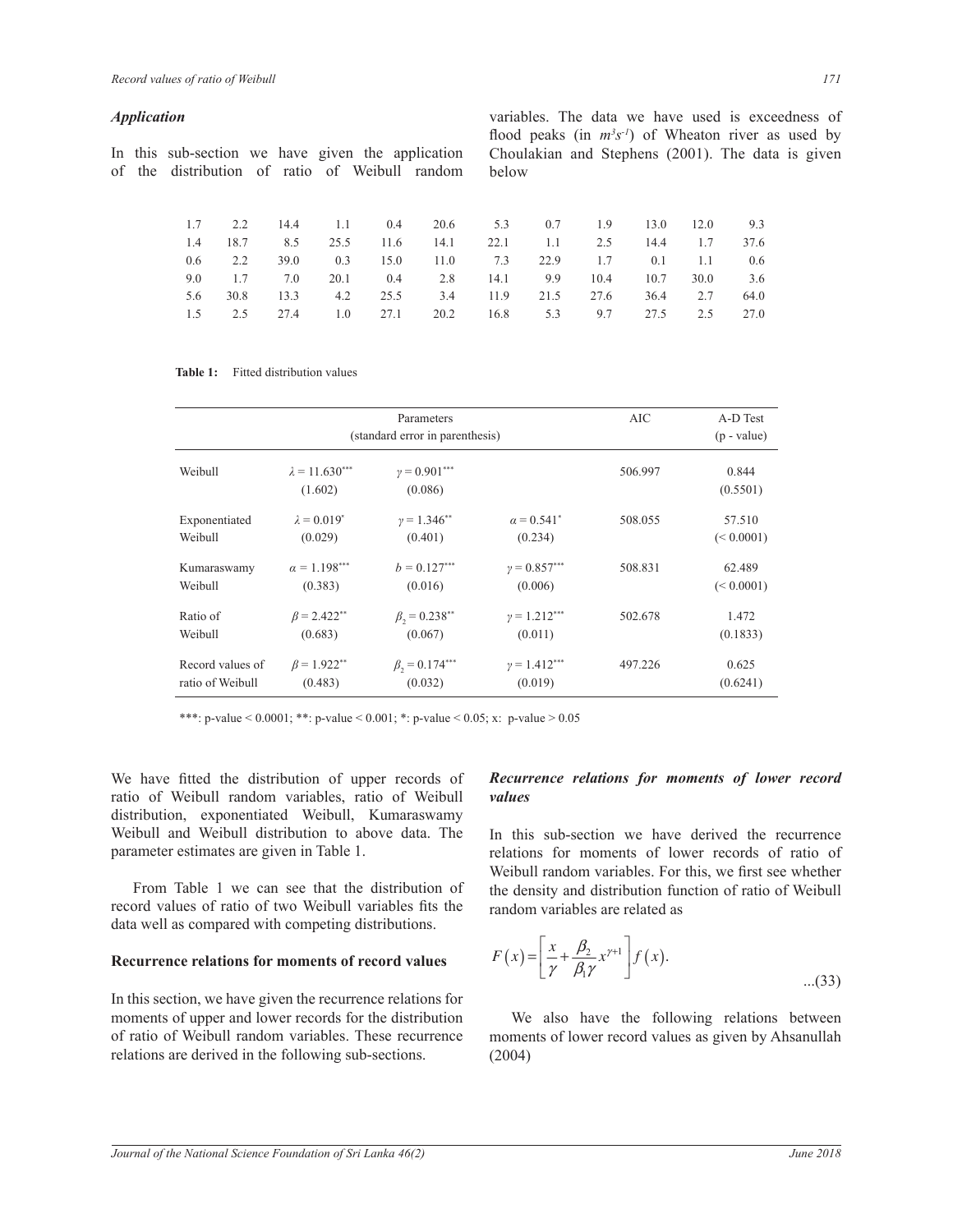### *Application*

In this sub-section we have given the application of the distribution of ratio of Weibull random variables. The data we have used is exceedness of flood peaks (in $m^3s^{-1}$) of Wheaton river as used by Choulakian and Stephens (2001). The data is given below

| | | | | | | | | | | | |
|---|---|---|---|---|---|---|---|---|---|---|---|
| 1.7 | 2.2 | 14.4 | 1.1 | 0.4 | 20.6 | 5.3 | 0.7 | 1.9 | 13.0 | 12.0 | 9.3 |
| 1.4 | 18.7 | 8.5 | 25.5 | 11.6 | 14.1 | 22.1 | 1.1 | 2.5 | 14.4 | 1.7 | 37.6 |
| 0.6 | 2.2 | 39.0 | 0.3 | 15.0 | 11.0 | 7.3 | 22.9 | 1.7 | 0.1 | 1.1 | 0.6 |
| 9.0 | 1.7 | 7.0 | 20.1 | 0.4 | 2.8 | 14.1 | 9.9 | 10.4 | 10.7 | 30.0 | 3.6 |
| 5.6 | 30.8 | 13.3 | 4.2 | 25.5 | 3.4 | 11.9 | 21.5 | 27.6 | 36.4 | 2.7 | 64.0 |
| 1.5 | 2.5 | 27.4 | 1.0 | 27.1 | 20.2 | 16.8 | 5.3 | 9.7 | 27.5 | 2.5 | 27.0 |

**Table 1:** Fitted distribution values

| | Parameters (standard error in parenthesis) | | | AIC | A-D Test (p - value) |
|---|---|---|---|---|---|
| Weibull | $\lambda = 11.630^{***}$ (1.602) | $\gamma = 0.901^{***}$ (0.086) | | 506.997 | 0.844 (0.5501) |
| Exponentiated Weibull | $\lambda = 0.019^{*}$ (0.029) | $\gamma = 1.346^{**}$ (0.401) | $\alpha = 0.541^{*}$ (0.234) | 508.055 | 57.510 (< 0.0001) |
| Kumaraswamy Weibull | $\alpha = 1.198^{***}$ (0.383) | $b = 0.127^{***}$ (0.016) | $\gamma = 0.857^{***}$ (0.006) | 508.831 | 62.489 (< 0.0001) |
| Ratio of Weibull | $\beta = 2.422^{**}$ (0.683) | $\beta_2 = 0.238^{**}$ (0.067) | $\gamma = 1.212^{***}$ (0.011) | 502.678 | 1.472 (0.1833) |
| Record values of ratio of Weibull | $\beta = 1.922^{**}$ (0.483) | $\beta_2 = 0.174^{***}$ (0.032) | $\gamma = 1.412^{***}$ (0.019) | 497.226 | 0.625 (0.6241) |

***: p-value < 0.0001; **: p-value < 0.001; *: p-value < 0.05; x: p-value > 0.05

We have fitted the distribution of upper records of ratio of Weibull random variables, ratio of Weibull distribution, exponentiated Weibull, Kumaraswamy Weibull and Weibull distribution to above data. The parameter estimates are given in Table 1.

From Table 1 we can see that the distribution of record values of ratio of two Weibull variables fits the data well as compared with competing distributions.

## Recurrence relations for moments of record values

In this section, we have given the recurrence relations for moments of upper and lower records for the distribution of ratio of Weibull random variables. These recurrence relations are derived in the following sub-sections.

### *Recurrence relations for moments of lower record values*

In this sub-section we have derived the recurrence relations for moments of lower records of ratio of Weibull random variables. For this, we first see whether the density and distribution function of ratio of Weibull random variables are related as

$$F(x) = \left[\frac{x}{\gamma} + \frac{\beta_2}{\beta_1 \gamma} x^{\gamma+1}\right] f(x). \quad ...(33)$$

We also have the following relations between moments of lower record values as given by Ahsanullah (2004)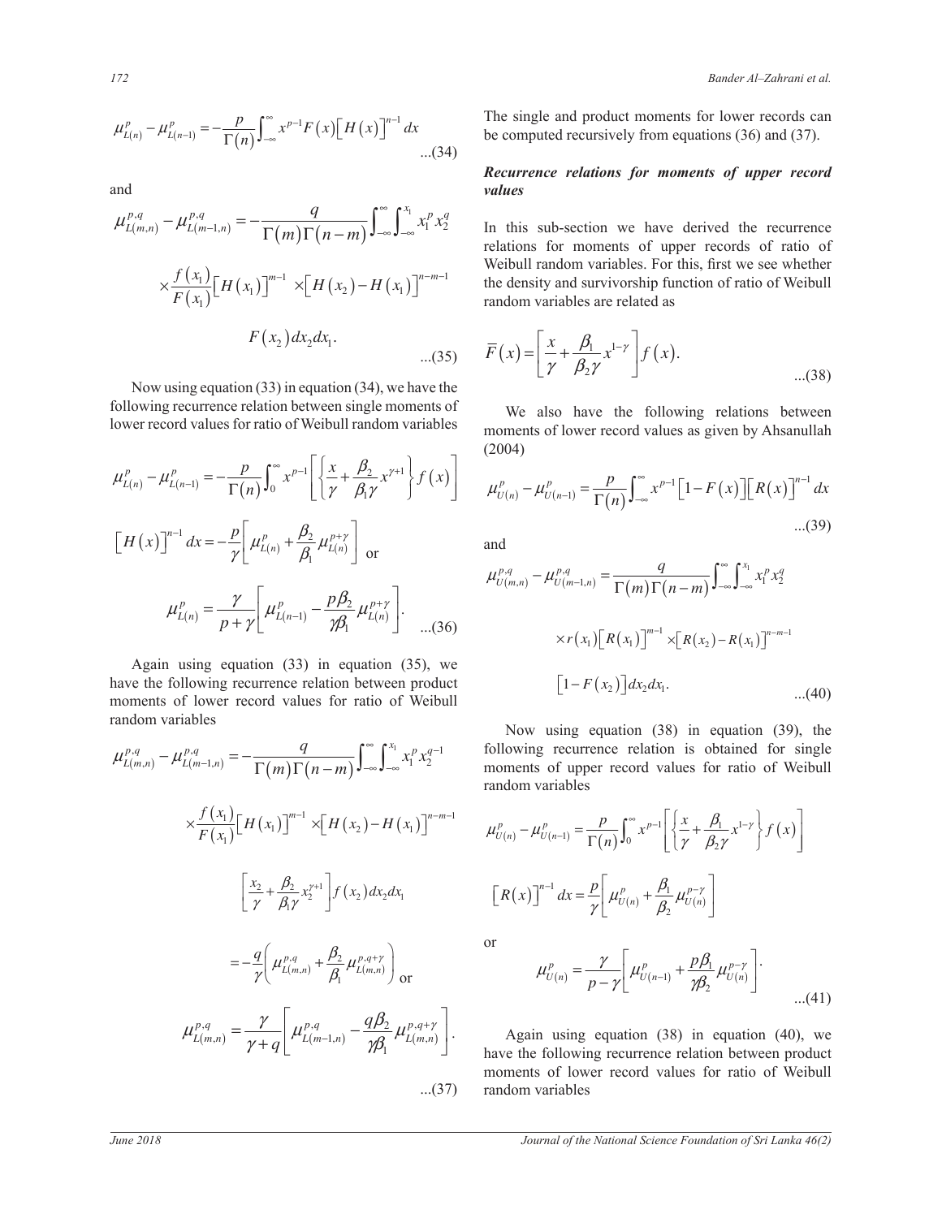$$\mu_{L(n)}^{p} - \mu_{L(n-1)}^{p} = -\frac{p}{\Gamma(n)} \int_{-\infty}^{\infty} x^{p-1} F(x) \left[ H(x) \right]^{n-1} dx \qquad \text{...(34)}$$

and

$$\mu_{L(m,n)}^{p,q} - \mu_{L(m-1,n)}^{p,q} = -\frac{q}{\Gamma(m)\Gamma(n-m)} \int_{-\infty}^{\infty} \int_{-\infty}^{x_1} x_1^p x_2^q \times \frac{f(x_1)}{F(x_1)} \left[ H(x_1) \right]^{m-1} \times \left[ H(x_2) - H(x_1) \right]^{n-m-1} F(x_2)\, dx_2 dx_1. \qquad \text{...(35)}$$

Now using equation (33) in equation (34), we have the following recurrence relation between single moments of lower record values for ratio of Weibull random variables

$$\mu_{L(n)}^{p} - \mu_{L(n-1)}^{p} = -\frac{p}{\Gamma(n)} \int_{0}^{\infty} x^{p-1} \left[ \left\{ \frac{x}{\gamma} + \frac{\beta_2}{\beta_1 \gamma} x^{\gamma+1} \right\} f(x) \right] \left[ H(x) \right]^{n-1} dx = -\frac{p}{\gamma} \left[ \mu_{L(n)}^{p} + \frac{\beta_2}{\beta_1} \mu_{L(n)}^{p+\gamma} \right] \text{ or}$$

$$\mu_{L(n)}^{p} = \frac{\gamma}{p+\gamma} \left[ \mu_{L(n-1)}^{p} - \frac{p\beta_2}{\gamma\beta_1} \mu_{L(n)}^{p+\gamma} \right]. \qquad \text{...(36)}$$

Again using equation (33) in equation (35), we have the following recurrence relation between product moments of lower record values for ratio of Weibull random variables

$$\mu_{L(m,n)}^{p,q} - \mu_{L(m-1,n)}^{p,q} = -\frac{q}{\Gamma(m)\Gamma(n-m)} \int_{-\infty}^{\infty} \int_{-\infty}^{x_1} x_1^p x_2^{q-1} \times \frac{f(x_1)}{F(x_1)} \left[ H(x_1) \right]^{m-1} \times \left[ H(x_2) - H(x_1) \right]^{n-m-1} \left[ \frac{x_2}{\gamma} + \frac{\beta_2}{\beta_1 \gamma} x_2^{\gamma+1} \right] f(x_2)\, dx_2 dx_1$$

$$= -\frac{q}{\gamma} \left( \mu_{L(m,n)}^{p,q} + \frac{\beta_2}{\beta_1} \mu_{L(m,n)}^{p,q+\gamma} \right) \text{ or}$$

$$\mu_{L(m,n)}^{p,q} = \frac{\gamma}{\gamma+q} \left[ \mu_{L(m-1,n)}^{p,q} - \frac{q\beta_2}{\gamma\beta_1} \mu_{L(m,n)}^{p,q+\gamma} \right]. \qquad \text{...(37)}$$

The single and product moments for lower records can be computed recursively from equations (36) and (37).

### *Recurrence relations for moments of upper record values*

In this sub-section we have derived the recurrence relations for moments of upper records of ratio of Weibull random variables. For this, first we see whether the density and survivorship function of ratio of Weibull random variables are related as

$$\bar{F}(x) = \left[ \frac{x}{\gamma} + \frac{\beta_1}{\beta_2 \gamma} x^{1-\gamma} \right] f(x). \qquad \text{...(38)}$$

We also have the following relations between moments of lower record values as given by Ahsanullah (2004)

$$\mu_{U(n)}^{p} - \mu_{U(n-1)}^{p} = \frac{p}{\Gamma(n)} \int_{-\infty}^{\infty} x^{p-1} \left[ 1 - F(x) \right] \left[ R(x) \right]^{n-1} dx \qquad \text{...(39)}$$

and

$$\mu_{U(m,n)}^{p,q} - \mu_{U(m-1,n)}^{p,q} = \frac{q}{\Gamma(m)\Gamma(n-m)} \int_{-\infty}^{\infty} \int_{-\infty}^{x_1} x_1^p x_2^q \times r(x_1) \left[ R(x_1) \right]^{m-1} \times \left[ R(x_2) - R(x_1) \right]^{n-m-1} \left[ 1 - F(x_2) \right] dx_2 dx_1. \qquad \text{...(40)}$$

Now using equation (38) in equation (39), the following recurrence relation is obtained for single moments of upper record values for ratio of Weibull random variables

$$\mu_{U(n)}^{p} - \mu_{U(n-1)}^{p} = \frac{p}{\Gamma(n)} \int_{0}^{\infty} x^{p-1} \left[ \left\{ \frac{x}{\gamma} + \frac{\beta_1}{\beta_2 \gamma} x^{1-\gamma} \right\} f(x) \right] \left[ R(x) \right]^{n-1} dx = \frac{p}{\gamma} \left[ \mu_{U(n)}^{p} + \frac{\beta_1}{\beta_2} \mu_{U(n)}^{p-\gamma} \right]$$

or

$$\mu_{U(n)}^{p} = \frac{\gamma}{p-\gamma} \left[ \mu_{U(n-1)}^{p} + \frac{p\beta_1}{\gamma\beta_2} \mu_{U(n)}^{p-\gamma} \right]. \qquad \text{...(41)}$$

Again using equation (38) in equation (40), we have the following recurrence relation between product moments of lower record values for ratio of Weibull random variables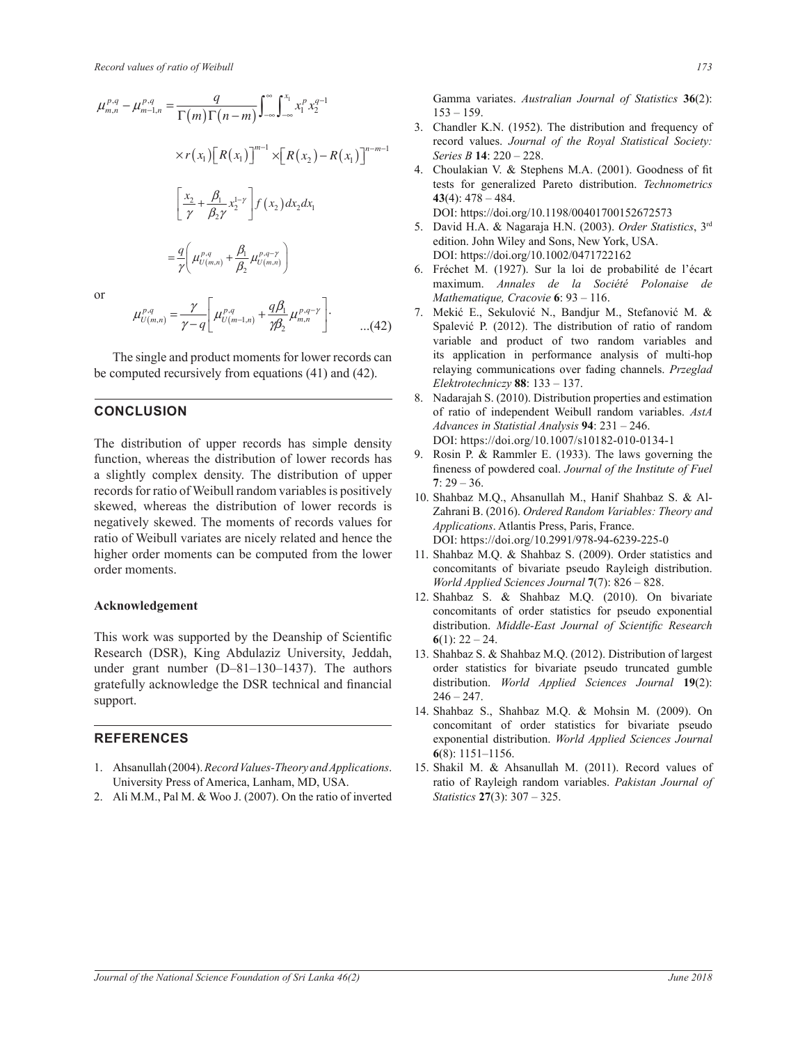$$\mu_{m,n}^{p,q} - \mu_{m-1,n}^{p,q} = \frac{q}{\Gamma(m)\Gamma(n-m)} \int_{-\infty}^{\infty}\int_{-\infty}^{x_1} x_1^p x_2^{q-1}$$

$$\times r(x_1)\left[R(x_1)\right]^{m-1} \times \left[R(x_2) - R(x_1)\right]^{n-m-1}$$

$$\left[\frac{x_2}{\gamma} + \frac{\beta_1}{\beta_2 \gamma} x_2^{1-\gamma}\right] f(x_2)\, dx_2 dx_1$$

$$= \frac{q}{\gamma}\left(\mu_{U(m,n)}^{p,q} + \frac{\beta_1}{\beta_2}\mu_{U(m,n)}^{p,q-\gamma}\right)$$

or

$$\mu_{U(m,n)}^{p,q} = \frac{\gamma}{\gamma - q}\left[\mu_{U(m-1,n)}^{p,q} + \frac{q\beta_1}{\gamma\beta_2}\mu_{m,n}^{p,q-\gamma}\right]. \qquad ...(42)$$

The single and product moments for lower records can be computed recursively from equations (41) and (42).

## CONCLUSION

The distribution of upper records has simple density function, whereas the distribution of lower records has a slightly complex density. The distribution of upper records for ratio of Weibull random variables is positively skewed, whereas the distribution of lower records is negatively skewed. The moments of records values for ratio of Weibull variates are nicely related and hence the higher order moments can be computed from the lower order moments.

### Acknowledgement

This work was supported by the Deanship of Scientific Research (DSR), King Abdulaziz University, Jeddah, under grant number (D–81–130–1437). The authors gratefully acknowledge the DSR technical and financial support.

## REFERENCES

1. Ahsanullah (2004). *Record Values-Theory and Applications*. University Press of America, Lanham, MD, USA.
2. Ali M.M., Pal M. & Woo J. (2007). On the ratio of inverted Gamma variates. *Australian Journal of Statistics* **36**(2): 153 – 159.
3. Chandler K.N. (1952). The distribution and frequency of record values. *Journal of the Royal Statistical Society: Series B* **14**: 220 – 228.
4. Choulakian V. & Stephens M.A. (2001). Goodness of fit tests for generalized Pareto distribution. *Technometrics* **43**(4): 478 – 484.
   DOI: https://doi.org/10.1198/00401700152672573
5. David H.A. & Nagaraja H.N. (2003). *Order Statistics*, 3rd edition. John Wiley and Sons, New York, USA.
   DOI: https://doi.org/10.1002/0471722162
6. Fréchet M. (1927). Sur la loi de probabilité de l'écart maximum. *Annales de la Société Polonaise de Mathematique, Cracovie* **6**: 93 – 116.
7. Mekić E., Sekulović N., Bandjur M., Stefanović M. & Spalević P. (2012). The distribution of ratio of random variable and product of two random variables and its application in performance analysis of multi-hop relaying communications over fading channels. *Przeglad Elektrotechniczy* **88**: 133 – 137.
8. Nadarajah S. (2010). Distribution properties and estimation of ratio of independent Weibull random variables. *AstA Advances in Statistial Analysis* **94**: 231 – 246.
   DOI: https://doi.org/10.1007/s10182-010-0134-1
9. Rosin P. & Rammler E. (1933). The laws governing the fineness of powdered coal. *Journal of the Institute of Fuel* **7**: 29 – 36.
10. Shahbaz M.Q., Ahsanullah M., Hanif Shahbaz S. & Al-Zahrani B. (2016). *Ordered Random Variables: Theory and Applications*. Atlantis Press, Paris, France.
    DOI: https://doi.org/10.2991/978-94-6239-225-0
11. Shahbaz M.Q. & Shahbaz S. (2009). Order statistics and concomitants of bivariate pseudo Rayleigh distribution. *World Applied Sciences Journal* **7**(7): 826 – 828.
12. Shahbaz S. & Shahbaz M.Q. (2010). On bivariate concomitants of order statistics for pseudo exponential distribution. *Middle-East Journal of Scientific Research* **6**(1): 22 – 24.
13. Shahbaz S. & Shahbaz M.Q. (2012). Distribution of largest order statistics for bivariate pseudo truncated gumble distribution. *World Applied Sciences Journal* **19**(2): 246 – 247.
14. Shahbaz S., Shahbaz M.Q. & Mohsin M. (2009). On concomitant of order statistics for bivariate pseudo exponential distribution. *World Applied Sciences Journal* **6**(8): 1151–1156.
15. Shakil M. & Ahsanullah M. (2011). Record values of ratio of Rayleigh random variables. *Pakistan Journal of Statistics* **27**(3): 307 – 325.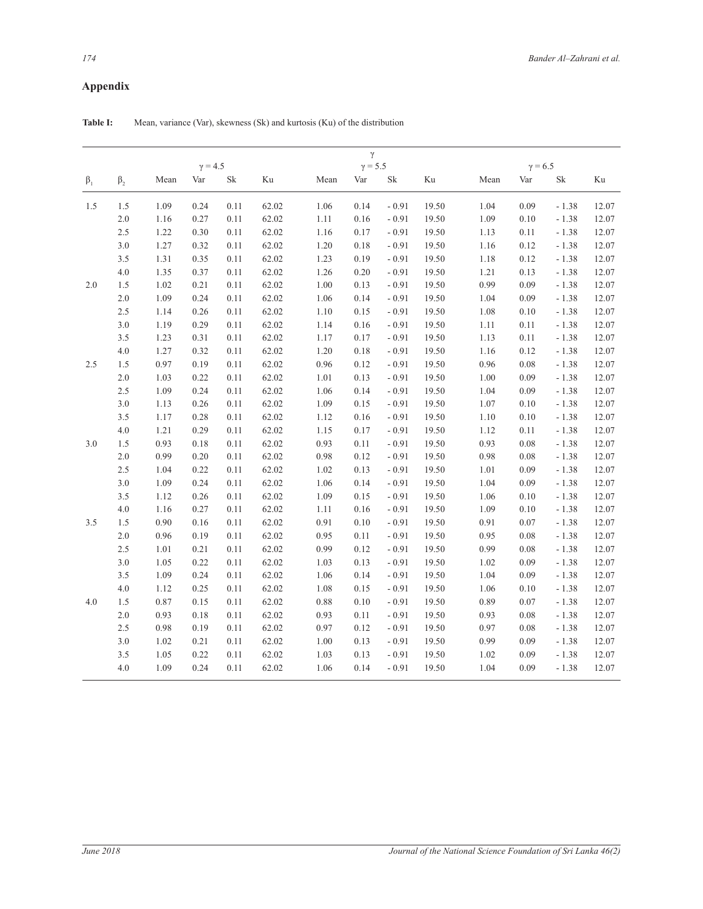## Appendix

**Table I:** Mean, variance (Var), skewness (Sk) and kurtosis (Ku) of the distribution

| | | $\gamma$ | | | | | | | | | | | |
|---|---|---|---|---|---|---|---|---|---|---|---|---|---|
| | | $\gamma = 4.5$ | | | | $\gamma = 5.5$ | | | | $\gamma = 6.5$ | | | |
| $\beta_1$ | $\beta_2$ | Mean | Var | Sk | Ku | Mean | Var | Sk | Ku | Mean | Var | Sk | Ku |
| 1.5 | 1.5 | 1.09 | 0.24 | 0.11 | 62.02 | 1.06 | 0.14 | - 0.91 | 19.50 | 1.04 | 0.09 | - 1.38 | 12.07 |
| | 2.0 | 1.16 | 0.27 | 0.11 | 62.02 | 1.11 | 0.16 | - 0.91 | 19.50 | 1.09 | 0.10 | - 1.38 | 12.07 |
| | 2.5 | 1.22 | 0.30 | 0.11 | 62.02 | 1.16 | 0.17 | - 0.91 | 19.50 | 1.13 | 0.11 | - 1.38 | 12.07 |
| | 3.0 | 1.27 | 0.32 | 0.11 | 62.02 | 1.20 | 0.18 | - 0.91 | 19.50 | 1.16 | 0.12 | - 1.38 | 12.07 |
| | 3.5 | 1.31 | 0.35 | 0.11 | 62.02 | 1.23 | 0.19 | - 0.91 | 19.50 | 1.18 | 0.12 | - 1.38 | 12.07 |
| | 4.0 | 1.35 | 0.37 | 0.11 | 62.02 | 1.26 | 0.20 | - 0.91 | 19.50 | 1.21 | 0.13 | - 1.38 | 12.07 |
| 2.0 | 1.5 | 1.02 | 0.21 | 0.11 | 62.02 | 1.00 | 0.13 | - 0.91 | 19.50 | 0.99 | 0.09 | - 1.38 | 12.07 |
| | 2.0 | 1.09 | 0.24 | 0.11 | 62.02 | 1.06 | 0.14 | - 0.91 | 19.50 | 1.04 | 0.09 | - 1.38 | 12.07 |
| | 2.5 | 1.14 | 0.26 | 0.11 | 62.02 | 1.10 | 0.15 | - 0.91 | 19.50 | 1.08 | 0.10 | - 1.38 | 12.07 |
| | 3.0 | 1.19 | 0.29 | 0.11 | 62.02 | 1.14 | 0.16 | - 0.91 | 19.50 | 1.11 | 0.11 | - 1.38 | 12.07 |
| | 3.5 | 1.23 | 0.31 | 0.11 | 62.02 | 1.17 | 0.17 | - 0.91 | 19.50 | 1.13 | 0.11 | - 1.38 | 12.07 |
| | 4.0 | 1.27 | 0.32 | 0.11 | 62.02 | 1.20 | 0.18 | - 0.91 | 19.50 | 1.16 | 0.12 | - 1.38 | 12.07 |
| 2.5 | 1.5 | 0.97 | 0.19 | 0.11 | 62.02 | 0.96 | 0.12 | - 0.91 | 19.50 | 0.96 | 0.08 | - 1.38 | 12.07 |
| | 2.0 | 1.03 | 0.22 | 0.11 | 62.02 | 1.01 | 0.13 | - 0.91 | 19.50 | 1.00 | 0.09 | - 1.38 | 12.07 |
| | 2.5 | 1.09 | 0.24 | 0.11 | 62.02 | 1.06 | 0.14 | - 0.91 | 19.50 | 1.04 | 0.09 | - 1.38 | 12.07 |
| | 3.0 | 1.13 | 0.26 | 0.11 | 62.02 | 1.09 | 0.15 | - 0.91 | 19.50 | 1.07 | 0.10 | - 1.38 | 12.07 |
| | 3.5 | 1.17 | 0.28 | 0.11 | 62.02 | 1.12 | 0.16 | - 0.91 | 19.50 | 1.10 | 0.10 | - 1.38 | 12.07 |
| | 4.0 | 1.21 | 0.29 | 0.11 | 62.02 | 1.15 | 0.17 | - 0.91 | 19.50 | 1.12 | 0.11 | - 1.38 | 12.07 |
| 3.0 | 1.5 | 0.93 | 0.18 | 0.11 | 62.02 | 0.93 | 0.11 | - 0.91 | 19.50 | 0.93 | 0.08 | - 1.38 | 12.07 |
| | 2.0 | 0.99 | 0.20 | 0.11 | 62.02 | 0.98 | 0.12 | - 0.91 | 19.50 | 0.98 | 0.08 | - 1.38 | 12.07 |
| | 2.5 | 1.04 | 0.22 | 0.11 | 62.02 | 1.02 | 0.13 | - 0.91 | 19.50 | 1.01 | 0.09 | - 1.38 | 12.07 |
| | 3.0 | 1.09 | 0.24 | 0.11 | 62.02 | 1.06 | 0.14 | - 0.91 | 19.50 | 1.04 | 0.09 | - 1.38 | 12.07 |
| | 3.5 | 1.12 | 0.26 | 0.11 | 62.02 | 1.09 | 0.15 | - 0.91 | 19.50 | 1.06 | 0.10 | - 1.38 | 12.07 |
| | 4.0 | 1.16 | 0.27 | 0.11 | 62.02 | 1.11 | 0.16 | - 0.91 | 19.50 | 1.09 | 0.10 | - 1.38 | 12.07 |
| 3.5 | 1.5 | 0.90 | 0.16 | 0.11 | 62.02 | 0.91 | 0.10 | - 0.91 | 19.50 | 0.91 | 0.07 | - 1.38 | 12.07 |
| | 2.0 | 0.96 | 0.19 | 0.11 | 62.02 | 0.95 | 0.11 | - 0.91 | 19.50 | 0.95 | 0.08 | - 1.38 | 12.07 |
| | 2.5 | 1.01 | 0.21 | 0.11 | 62.02 | 0.99 | 0.12 | - 0.91 | 19.50 | 0.99 | 0.08 | - 1.38 | 12.07 |
| | 3.0 | 1.05 | 0.22 | 0.11 | 62.02 | 1.03 | 0.13 | - 0.91 | 19.50 | 1.02 | 0.09 | - 1.38 | 12.07 |
| | 3.5 | 1.09 | 0.24 | 0.11 | 62.02 | 1.06 | 0.14 | - 0.91 | 19.50 | 1.04 | 0.09 | - 1.38 | 12.07 |
| | 4.0 | 1.12 | 0.25 | 0.11 | 62.02 | 1.08 | 0.15 | - 0.91 | 19.50 | 1.06 | 0.10 | - 1.38 | 12.07 |
| 4.0 | 1.5 | 0.87 | 0.15 | 0.11 | 62.02 | 0.88 | 0.10 | - 0.91 | 19.50 | 0.89 | 0.07 | - 1.38 | 12.07 |
| | 2.0 | 0.93 | 0.18 | 0.11 | 62.02 | 0.93 | 0.11 | - 0.91 | 19.50 | 0.93 | 0.08 | - 1.38 | 12.07 |
| | 2.5 | 0.98 | 0.19 | 0.11 | 62.02 | 0.97 | 0.12 | - 0.91 | 19.50 | 0.97 | 0.08 | - 1.38 | 12.07 |
| | 3.0 | 1.02 | 0.21 | 0.11 | 62.02 | 1.00 | 0.13 | - 0.91 | 19.50 | 0.99 | 0.09 | - 1.38 | 12.07 |
| | 3.5 | 1.05 | 0.22 | 0.11 | 62.02 | 1.03 | 0.13 | - 0.91 | 19.50 | 1.02 | 0.09 | - 1.38 | 12.07 |
| | 4.0 | 1.09 | 0.24 | 0.11 | 62.02 | 1.06 | 0.14 | - 0.91 | 19.50 | 1.04 | 0.09 | - 1.38 | 12.07 |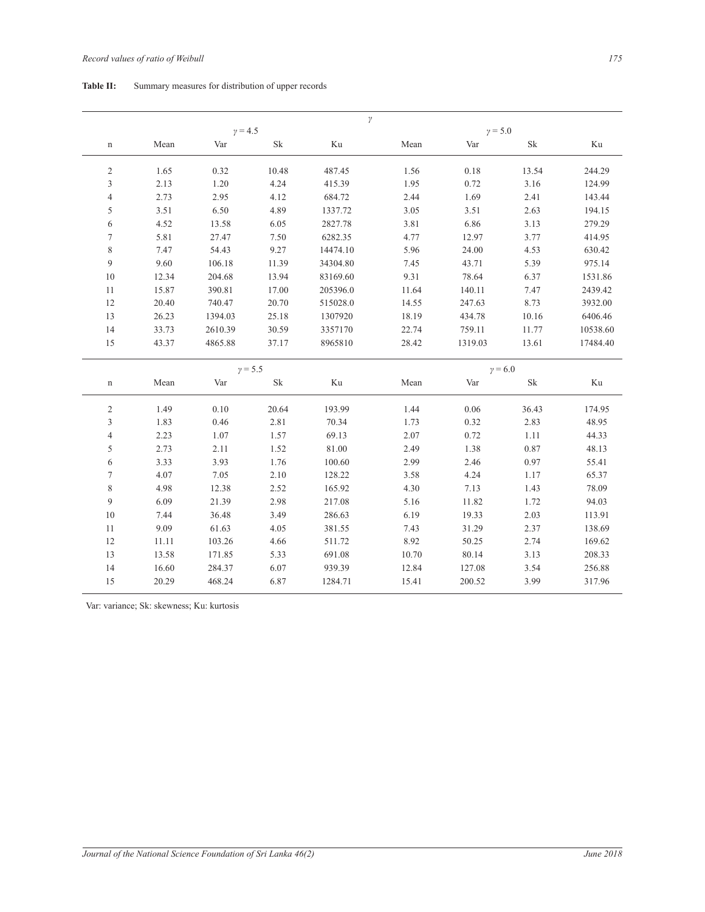**Table II:** Summary measures for distribution of upper records

| | $\gamma$ | | | | | | | |
|---|---|---|---|---|---|---|---|---|
| | $\gamma = 4.5$ | | | | $\gamma = 5.0$ | | | |
| n | Mean | Var | Sk | Ku | Mean | Var | Sk | Ku |
| 2 | 1.65 | 0.32 | 10.48 | 487.45 | 1.56 | 0.18 | 13.54 | 244.29 |
| 3 | 2.13 | 1.20 | 4.24 | 415.39 | 1.95 | 0.72 | 3.16 | 124.99 |
| 4 | 2.73 | 2.95 | 4.12 | 684.72 | 2.44 | 1.69 | 2.41 | 143.44 |
| 5 | 3.51 | 6.50 | 4.89 | 1337.72 | 3.05 | 3.51 | 2.63 | 194.15 |
| 6 | 4.52 | 13.58 | 6.05 | 2827.78 | 3.81 | 6.86 | 3.13 | 279.29 |
| 7 | 5.81 | 27.47 | 7.50 | 6282.35 | 4.77 | 12.97 | 3.77 | 414.95 |
| 8 | 7.47 | 54.43 | 9.27 | 14474.10 | 5.96 | 24.00 | 4.53 | 630.42 |
| 9 | 9.60 | 106.18 | 11.39 | 34304.80 | 7.45 | 43.71 | 5.39 | 975.14 |
| 10 | 12.34 | 204.68 | 13.94 | 83169.60 | 9.31 | 78.64 | 6.37 | 1531.86 |
| 11 | 15.87 | 390.81 | 17.00 | 205396.0 | 11.64 | 140.11 | 7.47 | 2439.42 |
| 12 | 20.40 | 740.47 | 20.70 | 515028.0 | 14.55 | 247.63 | 8.73 | 3932.00 |
| 13 | 26.23 | 1394.03 | 25.18 | 1307920 | 18.19 | 434.78 | 10.16 | 6406.46 |
| 14 | 33.73 | 2610.39 | 30.59 | 3357170 | 22.74 | 759.11 | 11.77 | 10538.60 |
| 15 | 43.37 | 4865.88 | 37.17 | 8965810 | 28.42 | 1319.03 | 13.61 | 17484.40 |
| | $\gamma = 5.5$ | | | | $\gamma = 6.0$ | | | |
| n | Mean | Var | Sk | Ku | Mean | Var | Sk | Ku |
| 2 | 1.49 | 0.10 | 20.64 | 193.99 | 1.44 | 0.06 | 36.43 | 174.95 |
| 3 | 1.83 | 0.46 | 2.81 | 70.34 | 1.73 | 0.32 | 2.83 | 48.95 |
| 4 | 2.23 | 1.07 | 1.57 | 69.13 | 2.07 | 0.72 | 1.11 | 44.33 |
| 5 | 2.73 | 2.11 | 1.52 | 81.00 | 2.49 | 1.38 | 0.87 | 48.13 |
| 6 | 3.33 | 3.93 | 1.76 | 100.60 | 2.99 | 2.46 | 0.97 | 55.41 |
| 7 | 4.07 | 7.05 | 2.10 | 128.22 | 3.58 | 4.24 | 1.17 | 65.37 |
| 8 | 4.98 | 12.38 | 2.52 | 165.92 | 4.30 | 7.13 | 1.43 | 78.09 |
| 9 | 6.09 | 21.39 | 2.98 | 217.08 | 5.16 | 11.82 | 1.72 | 94.03 |
| 10 | 7.44 | 36.48 | 3.49 | 286.63 | 6.19 | 19.33 | 2.03 | 113.91 |
| 11 | 9.09 | 61.63 | 4.05 | 381.55 | 7.43 | 31.29 | 2.37 | 138.69 |
| 12 | 11.11 | 103.26 | 4.66 | 511.72 | 8.92 | 50.25 | 2.74 | 169.62 |
| 13 | 13.58 | 171.85 | 5.33 | 691.08 | 10.70 | 80.14 | 3.13 | 208.33 |
| 14 | 16.60 | 284.37 | 6.07 | 939.39 | 12.84 | 127.08 | 3.54 | 256.88 |
| 15 | 20.29 | 468.24 | 6.87 | 1284.71 | 15.41 | 200.52 | 3.99 | 317.96 |

Var: variance; Sk: skewness; Ku: kurtosis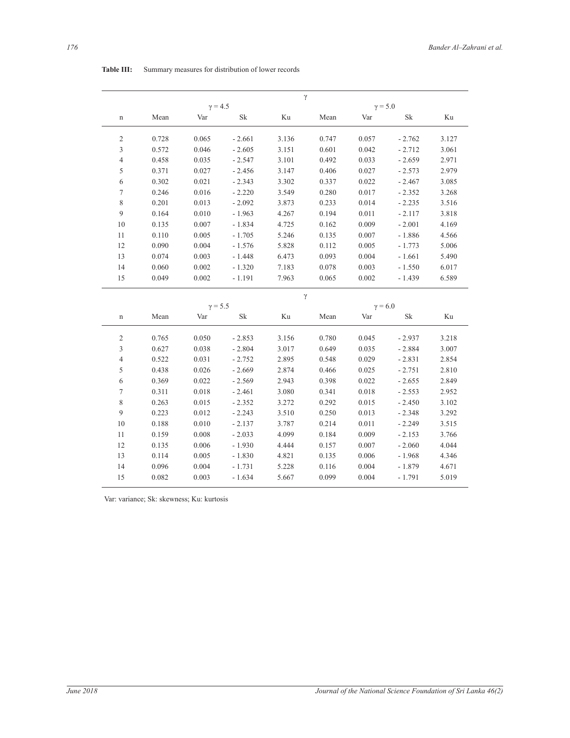**Table III:** Summary measures for distribution of lower records

| | $\gamma$ | | | | | | | |
|---|---|---|---|---|---|---|---|---|
| | $\gamma = 4.5$ | | | | $\gamma = 5.0$ | | | |
| n | Mean | Var | Sk | Ku | Mean | Var | Sk | Ku |
| 2 | 0.728 | 0.065 | - 2.661 | 3.136 | 0.747 | 0.057 | - 2.762 | 3.127 |
| 3 | 0.572 | 0.046 | - 2.605 | 3.151 | 0.601 | 0.042 | - 2.712 | 3.061 |
| 4 | 0.458 | 0.035 | - 2.547 | 3.101 | 0.492 | 0.033 | - 2.659 | 2.971 |
| 5 | 0.371 | 0.027 | - 2.456 | 3.147 | 0.406 | 0.027 | - 2.573 | 2.979 |
| 6 | 0.302 | 0.021 | - 2.343 | 3.302 | 0.337 | 0.022 | - 2.467 | 3.085 |
| 7 | 0.246 | 0.016 | - 2.220 | 3.549 | 0.280 | 0.017 | - 2.352 | 3.268 |
| 8 | 0.201 | 0.013 | - 2.092 | 3.873 | 0.233 | 0.014 | - 2.235 | 3.516 |
| 9 | 0.164 | 0.010 | - 1.963 | 4.267 | 0.194 | 0.011 | - 2.117 | 3.818 |
| 10 | 0.135 | 0.007 | - 1.834 | 4.725 | 0.162 | 0.009 | - 2.001 | 4.169 |
| 11 | 0.110 | 0.005 | - 1.705 | 5.246 | 0.135 | 0.007 | - 1.886 | 4.566 |
| 12 | 0.090 | 0.004 | - 1.576 | 5.828 | 0.112 | 0.005 | - 1.773 | 5.006 |
| 13 | 0.074 | 0.003 | - 1.448 | 6.473 | 0.093 | 0.004 | - 1.661 | 5.490 |
| 14 | 0.060 | 0.002 | - 1.320 | 7.183 | 0.078 | 0.003 | - 1.550 | 6.017 |
| 15 | 0.049 | 0.002 | - 1.191 | 7.963 | 0.065 | 0.002 | - 1.439 | 6.589 |

| | $\gamma$ | | | | | | | |
|---|---|---|---|---|---|---|---|---|
| | $\gamma = 5.5$ | | | | $\gamma = 6.0$ | | | |
| n | Mean | Var | Sk | Ku | Mean | Var | Sk | Ku |
| 2 | 0.765 | 0.050 | - 2.853 | 3.156 | 0.780 | 0.045 | - 2.937 | 3.218 |
| 3 | 0.627 | 0.038 | - 2.804 | 3.017 | 0.649 | 0.035 | - 2.884 | 3.007 |
| 4 | 0.522 | 0.031 | - 2.752 | 2.895 | 0.548 | 0.029 | - 2.831 | 2.854 |
| 5 | 0.438 | 0.026 | - 2.669 | 2.874 | 0.466 | 0.025 | - 2.751 | 2.810 |
| 6 | 0.369 | 0.022 | - 2.569 | 2.943 | 0.398 | 0.022 | - 2.655 | 2.849 |
| 7 | 0.311 | 0.018 | - 2.461 | 3.080 | 0.341 | 0.018 | - 2.553 | 2.952 |
| 8 | 0.263 | 0.015 | - 2.352 | 3.272 | 0.292 | 0.015 | - 2.450 | 3.102 |
| 9 | 0.223 | 0.012 | - 2.243 | 3.510 | 0.250 | 0.013 | - 2.348 | 3.292 |
| 10 | 0.188 | 0.010 | - 2.137 | 3.787 | 0.214 | 0.011 | - 2.249 | 3.515 |
| 11 | 0.159 | 0.008 | - 2.033 | 4.099 | 0.184 | 0.009 | - 2.153 | 3.766 |
| 12 | 0.135 | 0.006 | - 1.930 | 4.444 | 0.157 | 0.007 | - 2.060 | 4.044 |
| 13 | 0.114 | 0.005 | - 1.830 | 4.821 | 0.135 | 0.006 | - 1.968 | 4.346 |
| 14 | 0.096 | 0.004 | - 1.731 | 5.228 | 0.116 | 0.004 | - 1.879 | 4.671 |
| 15 | 0.082 | 0.003 | - 1.634 | 5.667 | 0.099 | 0.004 | - 1.791 | 5.019 |

Var: variance; Sk: skewness; Ku: kurtosis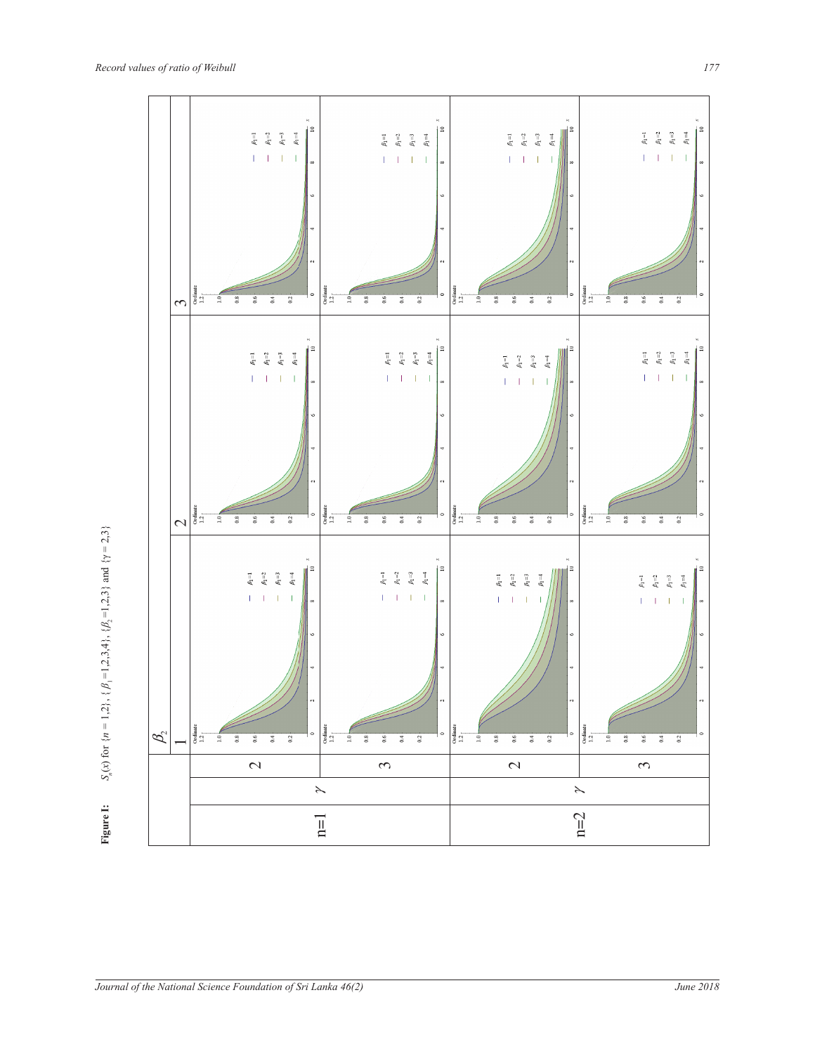**Figure I:** $S_n(x)$ for $\{n = 1,2\}$, $\{\beta_1 = 1,2,3,4\}$, $\{\beta_2 = 1,2,3\}$ and $\{\gamma = 2,3\}$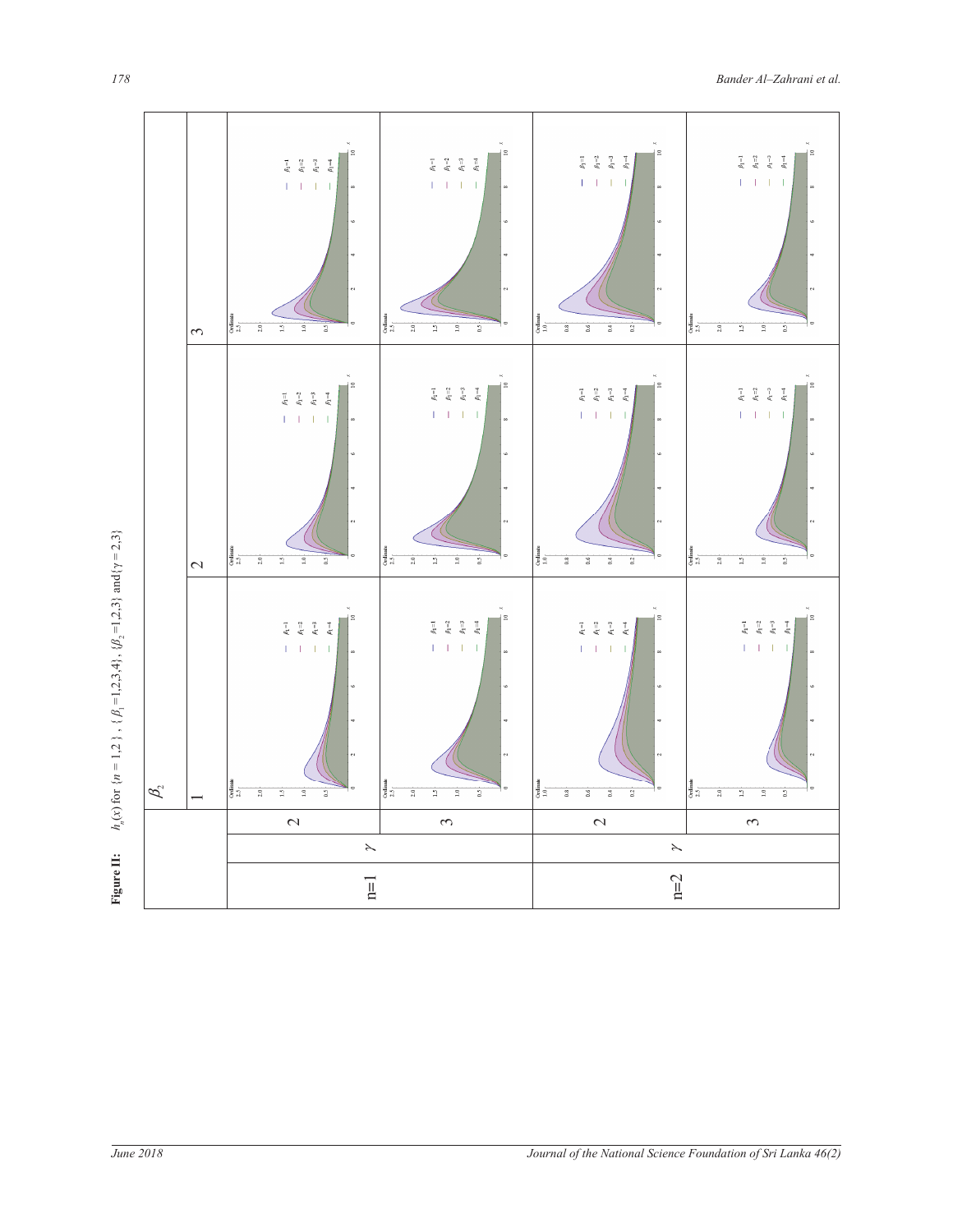**Figure II:** $h_n(x)$ for $\{n = 1,2\}$ , $\{\beta_1 = 1,2,3,4\}$, $\{\beta_2 = 1,2,3\}$ and $\{\gamma = 2,3\}$

| | | | $\beta_2$ | | |
|---|---|---|---|---|---|
| | | | 1 | 2 | 3 |
| n=1 | $\gamma$ | 2 | | | |
| | | 3 | | | |
| n=2 | $\gamma$ | 2 | | | |
| | | 3 | | | |

Ordinate

x

$\beta_1=1$

$\beta_1=2$

$\beta_1=3$

$\beta_1=4$